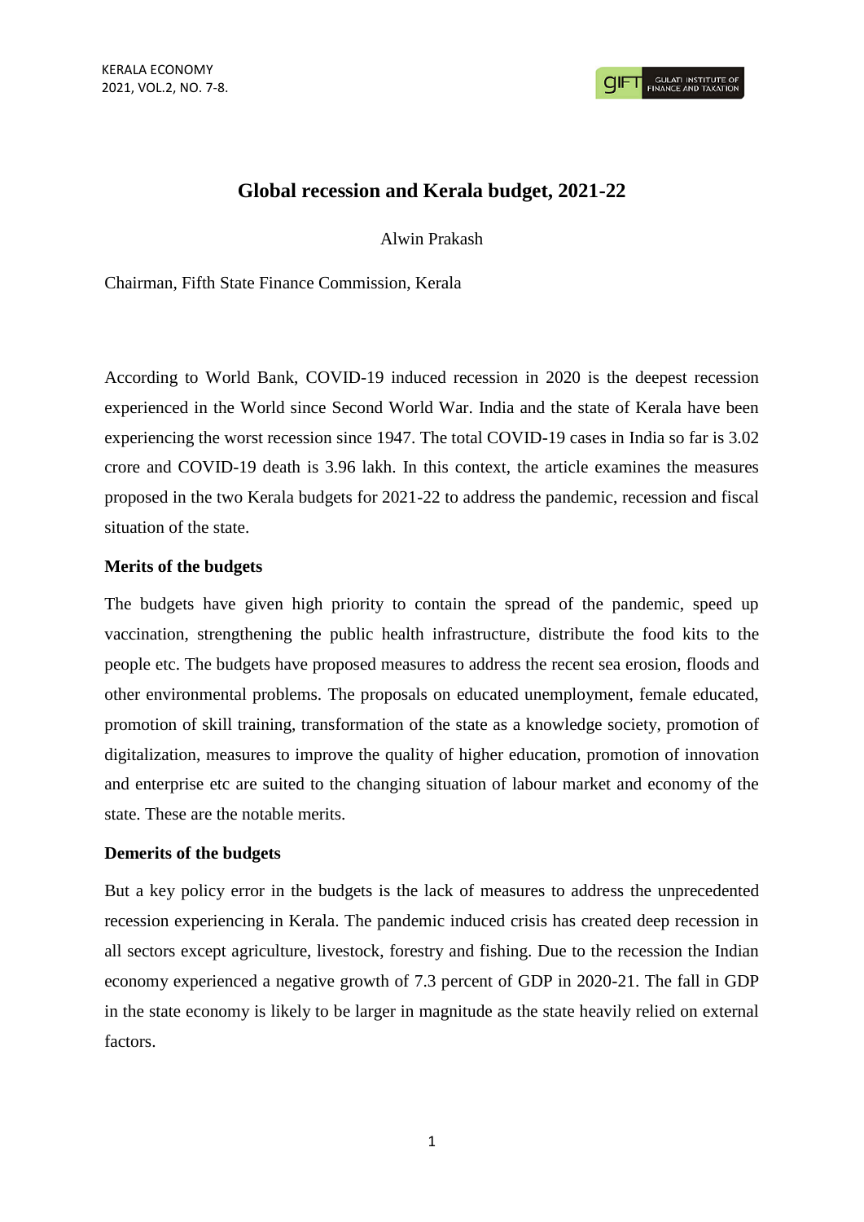# Global recession and Kerala budget, 2021-22

Alwin Prakash

Chairman, Fifth State Finance Commission, Kerala

According to World Bank, COVID-19 induced recession in 2020 is the deepest recession experienced in the World since Second World War. India and the state of Kerala have been experiencing the worst recession since 1947. The total COVID-19 cases in India so far is 3.02 crore and COVID-19 death is 3.96 lakh. In this context, the article examines the measures proposed in the two Kerala budgets for 2021-22 to address the pandemic, recession and fiscal situation of the state.

**Merits of the budgets**

The budgets have given high priority to contain the spread of the pandemic, speed up vaccination, strengthening the public health infrastructure, distribute the food kits to the people etc. The budgets have proposed measures to address the recent sea erosion, floods and other environmental problems. The proposals on educated unemployment, female educated, promotion of skill training, transformation of the state as a knowledge society, promotion of digitalization, measures to improve the quality of higher education, promotion of innovation and enterprise etc are suited to the changing situation of labour market and economy of the state. These are the notable merits.

**Demerits of the budgets**

But a key policy error in the budgets is the lack of measures to address the unprecedented recession experiencing in Kerala. The pandemic induced crisis has created deep recession in all sectors except agriculture, livestock, forestry and fishing. Due to the recession the Indian economy experienced a negative growth of 7.3 percent of GDP in 2020-21. The fall in GDP in the state economy is likely to be larger in magnitude as the state heavily relied on external factors.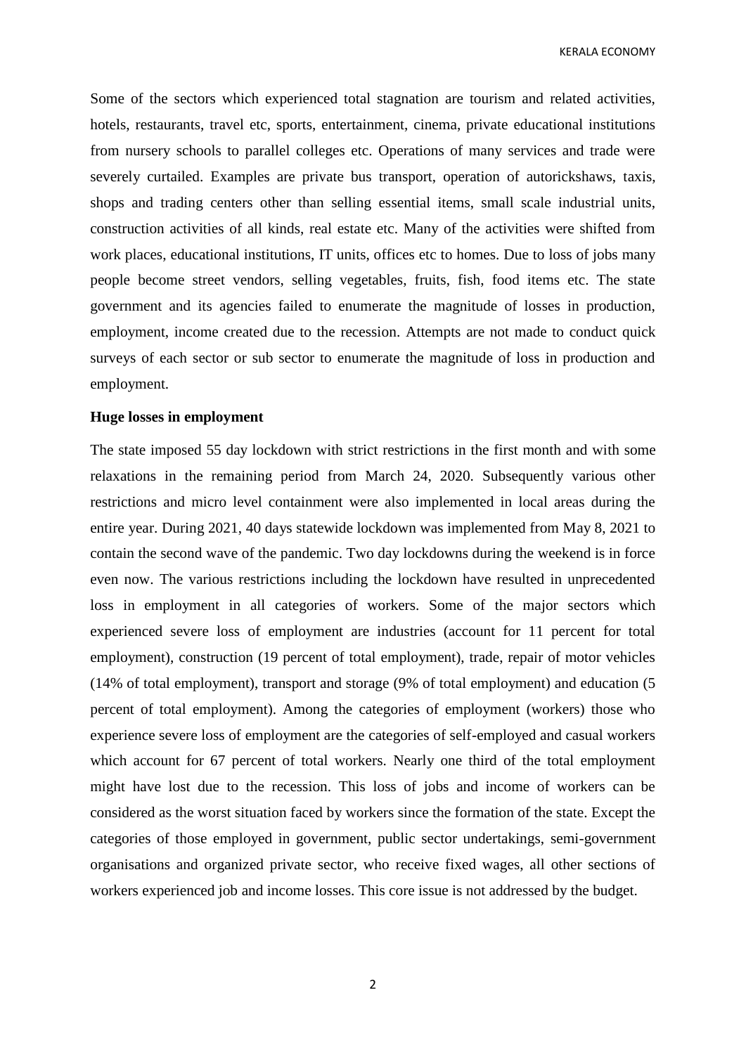Some of the sectors which experienced total stagnation are tourism and related activities, hotels, restaurants, travel etc, sports, entertainment, cinema, private educational institutions from nursery schools to parallel colleges etc. Operations of many services and trade were severely curtailed. Examples are private bus transport, operation of autorickshaws, taxis, shops and trading centers other than selling essential items, small scale industrial units, construction activities of all kinds, real estate etc. Many of the activities were shifted from work places, educational institutions, IT units, offices etc to homes. Due to loss of jobs many people become street vendors, selling vegetables, fruits, fish, food items etc. The state government and its agencies failed to enumerate the magnitude of losses in production, employment, income created due to the recession. Attempts are not made to conduct quick surveys of each sector or sub sector to enumerate the magnitude of loss in production and employment.

**Huge losses in employment**

The state imposed 55 day lockdown with strict restrictions in the first month and with some relaxations in the remaining period from March 24, 2020. Subsequently various other restrictions and micro level containment were also implemented in local areas during the entire year. During 2021, 40 days statewide lockdown was implemented from May 8, 2021 to contain the second wave of the pandemic. Two day lockdowns during the weekend is in force even now. The various restrictions including the lockdown have resulted in unprecedented loss in employment in all categories of workers. Some of the major sectors which experienced severe loss of employment are industries (account for 11 percent for total employment), construction (19 percent of total employment), trade, repair of motor vehicles (14% of total employment), transport and storage (9% of total employment) and education (5 percent of total employment). Among the categories of employment (workers) those who experience severe loss of employment are the categories of self-employed and casual workers which account for 67 percent of total workers. Nearly one third of the total employment might have lost due to the recession. This loss of jobs and income of workers can be considered as the worst situation faced by workers since the formation of the state. Except the categories of those employed in government, public sector undertakings, semi-government organisations and organized private sector, who receive fixed wages, all other sections of workers experienced job and income losses. This core issue is not addressed by the budget.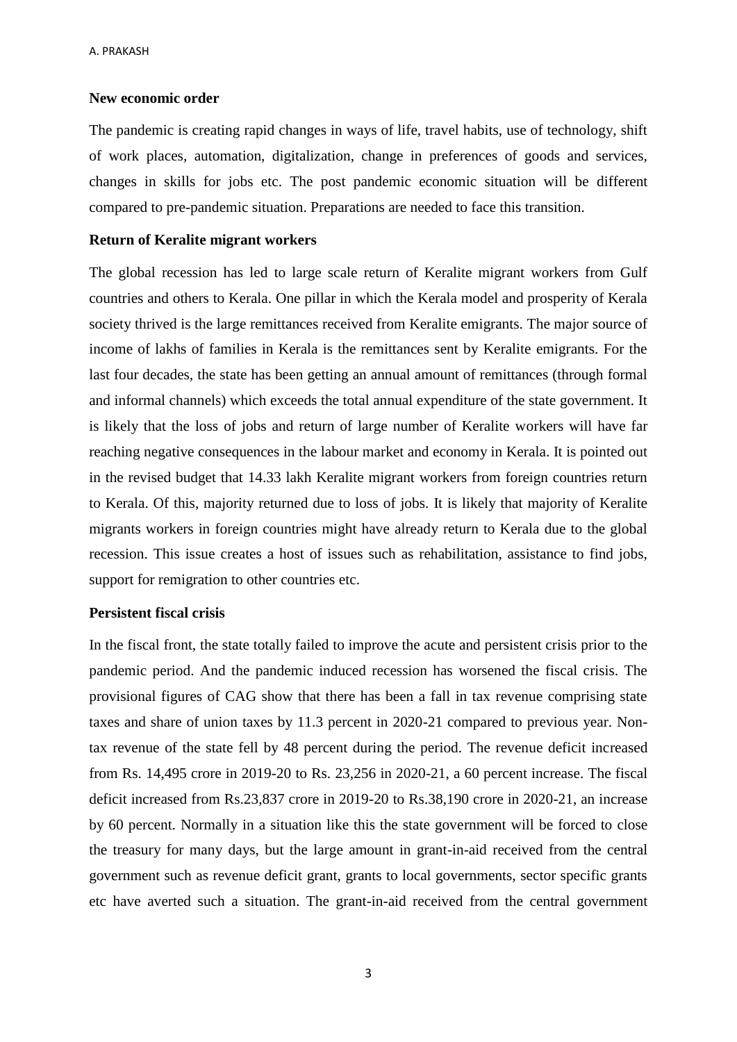**New economic order**

The pandemic is creating rapid changes in ways of life, travel habits, use of technology, shift of work places, automation, digitalization, change in preferences of goods and services, changes in skills for jobs etc. The post pandemic economic situation will be different compared to pre-pandemic situation. Preparations are needed to face this transition.

**Return of Keralite migrant workers**

The global recession has led to large scale return of Keralite migrant workers from Gulf countries and others to Kerala. One pillar in which the Kerala model and prosperity of Kerala society thrived is the large remittances received from Keralite emigrants. The major source of income of lakhs of families in Kerala is the remittances sent by Keralite emigrants. For the last four decades, the state has been getting an annual amount of remittances (through formal and informal channels) which exceeds the total annual expenditure of the state government. It is likely that the loss of jobs and return of large number of Keralite workers will have far reaching negative consequences in the labour market and economy in Kerala. It is pointed out in the revised budget that 14.33 lakh Keralite migrant workers from foreign countries return to Kerala. Of this, majority returned due to loss of jobs. It is likely that majority of Keralite migrants workers in foreign countries might have already return to Kerala due to the global recession. This issue creates a host of issues such as rehabilitation, assistance to find jobs, support for remigration to other countries etc.

**Persistent fiscal crisis**

In the fiscal front, the state totally failed to improve the acute and persistent crisis prior to the pandemic period. And the pandemic induced recession has worsened the fiscal crisis. The provisional figures of CAG show that there has been a fall in tax revenue comprising state taxes and share of union taxes by 11.3 percent in 2020-21 compared to previous year. Non-tax revenue of the state fell by 48 percent during the period. The revenue deficit increased from Rs. 14,495 crore in 2019-20 to Rs. 23,256 in 2020-21, a 60 percent increase. The fiscal deficit increased from Rs.23,837 crore in 2019-20 to Rs.38,190 crore in 2020-21, an increase by 60 percent. Normally in a situation like this the state government will be forced to close the treasury for many days, but the large amount in grant-in-aid received from the central government such as revenue deficit grant, grants to local governments, sector specific grants etc have averted such a situation. The grant-in-aid received from the central government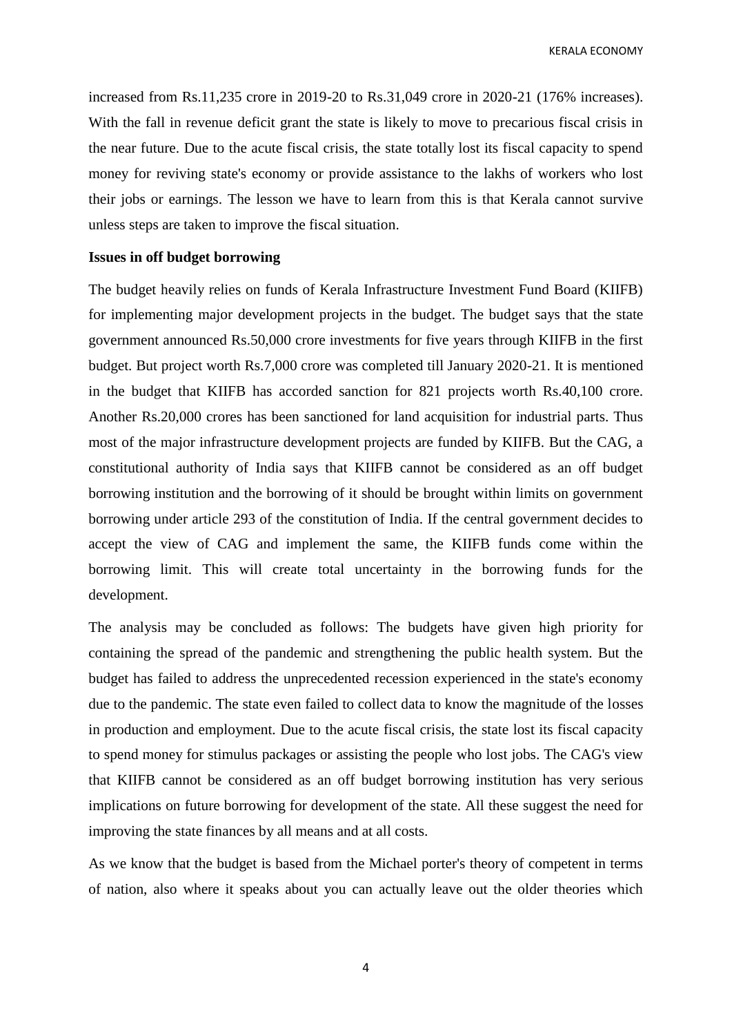increased from Rs.11,235 crore in 2019-20 to Rs.31,049 crore in 2020-21 (176% increases). With the fall in revenue deficit grant the state is likely to move to precarious fiscal crisis in the near future. Due to the acute fiscal crisis, the state totally lost its fiscal capacity to spend money for reviving state's economy or provide assistance to the lakhs of workers who lost their jobs or earnings. The lesson we have to learn from this is that Kerala cannot survive unless steps are taken to improve the fiscal situation.

**Issues in off budget borrowing**

The budget heavily relies on funds of Kerala Infrastructure Investment Fund Board (KIIFB) for implementing major development projects in the budget. The budget says that the state government announced Rs.50,000 crore investments for five years through KIIFB in the first budget. But project worth Rs.7,000 crore was completed till January 2020-21. It is mentioned in the budget that KIIFB has accorded sanction for 821 projects worth Rs.40,100 crore. Another Rs.20,000 crores has been sanctioned for land acquisition for industrial parts. Thus most of the major infrastructure development projects are funded by KIIFB. But the CAG, a constitutional authority of India says that KIIFB cannot be considered as an off budget borrowing institution and the borrowing of it should be brought within limits on government borrowing under article 293 of the constitution of India. If the central government decides to accept the view of CAG and implement the same, the KIIFB funds come within the borrowing limit. This will create total uncertainty in the borrowing funds for the development.

The analysis may be concluded as follows: The budgets have given high priority for containing the spread of the pandemic and strengthening the public health system. But the budget has failed to address the unprecedented recession experienced in the state's economy due to the pandemic. The state even failed to collect data to know the magnitude of the losses in production and employment. Due to the acute fiscal crisis, the state lost its fiscal capacity to spend money for stimulus packages or assisting the people who lost jobs. The CAG's view that KIIFB cannot be considered as an off budget borrowing institution has very serious implications on future borrowing for development of the state. All these suggest the need for improving the state finances by all means and at all costs.

As we know that the budget is based from the Michael porter's theory of competent in terms of nation, also where it speaks about you can actually leave out the older theories which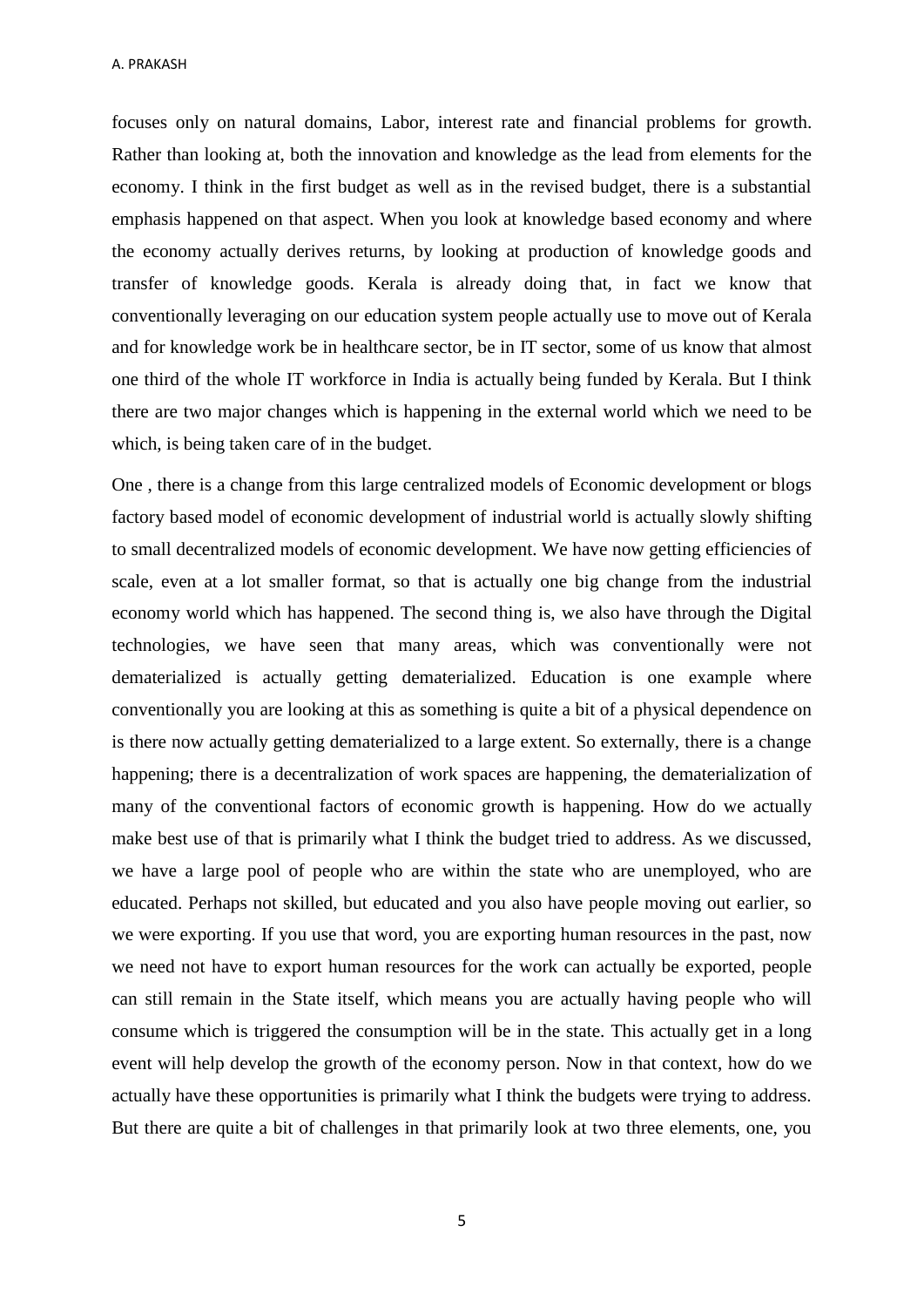focuses only on natural domains, Labor, interest rate and financial problems for growth. Rather than looking at, both the innovation and knowledge as the lead from elements for the economy. I think in the first budget as well as in the revised budget, there is a substantial emphasis happened on that aspect. When you look at knowledge based economy and where the economy actually derives returns, by looking at production of knowledge goods and transfer of knowledge goods. Kerala is already doing that, in fact we know that conventionally leveraging on our education system people actually use to move out of Kerala and for knowledge work be in healthcare sector, be in IT sector, some of us know that almost one third of the whole IT workforce in India is actually being funded by Kerala. But I think there are two major changes which is happening in the external world which we need to be which, is being taken care of in the budget.

One , there is a change from this large centralized models of Economic development or blogs factory based model of economic development of industrial world is actually slowly shifting to small decentralized models of economic development. We have now getting efficiencies of scale, even at a lot smaller format, so that is actually one big change from the industrial economy world which has happened. The second thing is, we also have through the Digital technologies, we have seen that many areas, which was conventionally were not dematerialized is actually getting dematerialized. Education is one example where conventionally you are looking at this as something is quite a bit of a physical dependence on is there now actually getting dematerialized to a large extent. So externally, there is a change happening; there is a decentralization of work spaces are happening, the dematerialization of many of the conventional factors of economic growth is happening. How do we actually make best use of that is primarily what I think the budget tried to address. As we discussed, we have a large pool of people who are within the state who are unemployed, who are educated. Perhaps not skilled, but educated and you also have people moving out earlier, so we were exporting. If you use that word, you are exporting human resources in the past, now we need not have to export human resources for the work can actually be exported, people can still remain in the State itself, which means you are actually having people who will consume which is triggered the consumption will be in the state. This actually get in a long event will help develop the growth of the economy person. Now in that context, how do we actually have these opportunities is primarily what I think the budgets were trying to address. But there are quite a bit of challenges in that primarily look at two three elements, one, you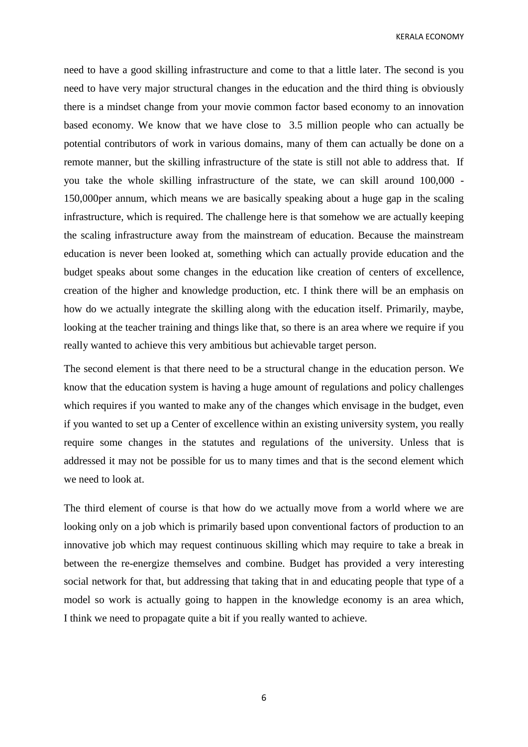need to have a good skilling infrastructure and come to that a little later. The second is you need to have very major structural changes in the education and the third thing is obviously there is a mindset change from your movie common factor based economy to an innovation based economy. We know that we have close to  3.5 million people who can actually be potential contributors of work in various domains, many of them can actually be done on a remote manner, but the skilling infrastructure of the state is still not able to address that.  If you take the whole skilling infrastructure of the state, we can skill around 100,000 - 150,000per annum, which means we are basically speaking about a huge gap in the scaling infrastructure, which is required. The challenge here is that somehow we are actually keeping the scaling infrastructure away from the mainstream of education. Because the mainstream education is never been looked at, something which can actually provide education and the budget speaks about some changes in the education like creation of centers of excellence, creation of the higher and knowledge production, etc. I think there will be an emphasis on how do we actually integrate the skilling along with the education itself. Primarily, maybe, looking at the teacher training and things like that, so there is an area where we require if you really wanted to achieve this very ambitious but achievable target person.

The second element is that there need to be a structural change in the education person. We know that the education system is having a huge amount of regulations and policy challenges which requires if you wanted to make any of the changes which envisage in the budget, even if you wanted to set up a Center of excellence within an existing university system, you really require some changes in the statutes and regulations of the university. Unless that is addressed it may not be possible for us to many times and that is the second element which we need to look at.

The third element of course is that how do we actually move from a world where we are looking only on a job which is primarily based upon conventional factors of production to an innovative job which may request continuous skilling which may require to take a break in between the re-energize themselves and combine. Budget has provided a very interesting social network for that, but addressing that taking that in and educating people that type of a model so work is actually going to happen in the knowledge economy is an area which, I think we need to propagate quite a bit if you really wanted to achieve.